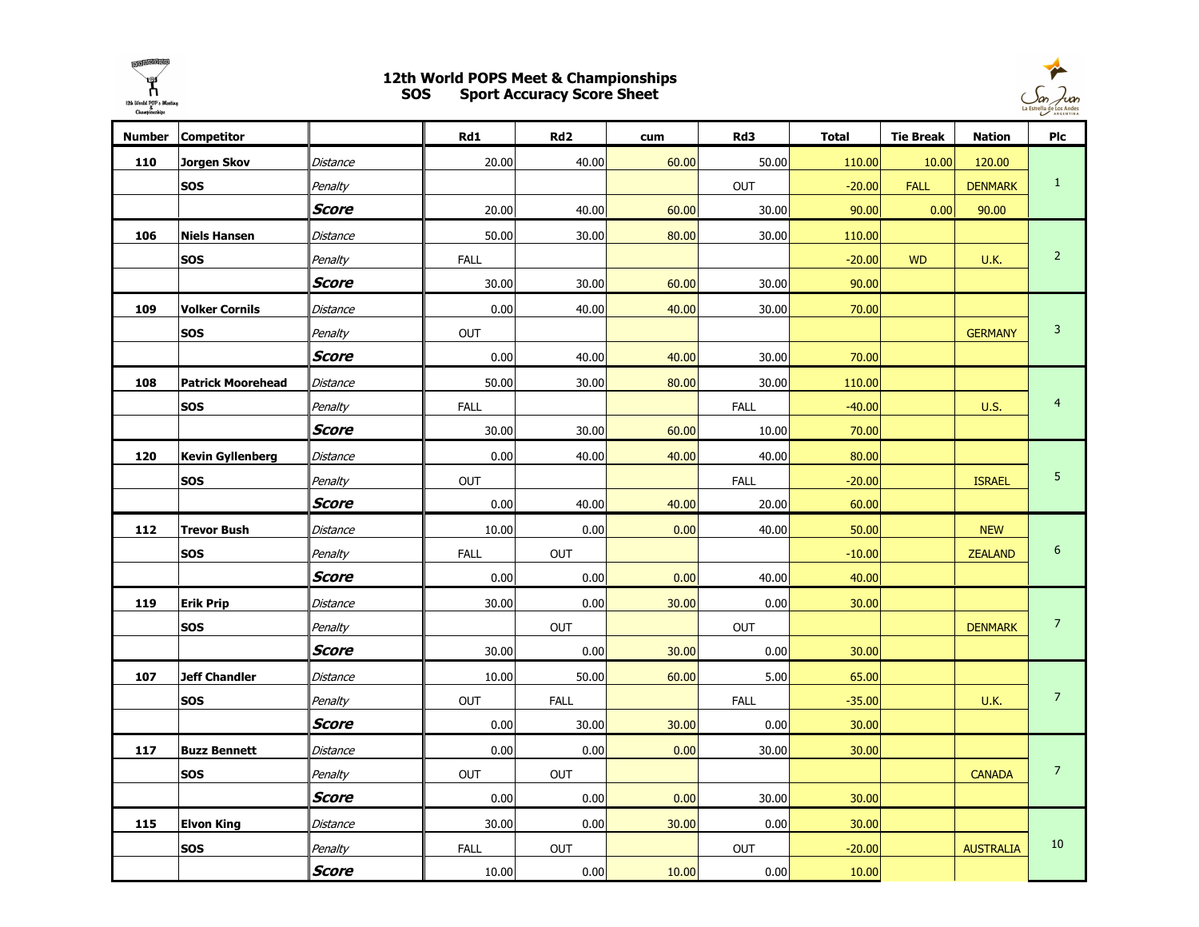# 12th World POPS Meet & Championships

## SOS Sport Accuracy Score Sheet

| Number | Competitor | | Rd1 | Rd2 | cum | Rd3 | Total | Tie Break | Nation | Plc |
|---|---|---|---|---|---|---|---|---|---|---|
| 110 | Jorgen Skov | *Distance* | 20.00 | 40.00 | 60.00 | 50.00 | 110.00 | 10.00 | 120.00 | 1 |
| | SOS | *Penalty* | | | | OUT | -20.00 | FALL | DENMARK | |
| | | ***Score*** | 20.00 | 40.00 | 60.00 | 30.00 | 90.00 | 0.00 | 90.00 | |
| 106 | Niels Hansen | *Distance* | 50.00 | 30.00 | 80.00 | 30.00 | 110.00 | | | 2 |
| | SOS | *Penalty* | FALL | | | | -20.00 | WD | U.K. | |
| | | ***Score*** | 30.00 | 30.00 | 60.00 | 30.00 | 90.00 | | | |
| 109 | Volker Cornils | *Distance* | 0.00 | 40.00 | 40.00 | 30.00 | 70.00 | | | 3 |
| | SOS | *Penalty* | OUT | | | | | | GERMANY | |
| | | ***Score*** | 0.00 | 40.00 | 40.00 | 30.00 | 70.00 | | | |
| 108 | Patrick Moorehead | *Distance* | 50.00 | 30.00 | 80.00 | 30.00 | 110.00 | | | 4 |
| | SOS | *Penalty* | FALL | | | FALL | -40.00 | | U.S. | |
| | | ***Score*** | 30.00 | 30.00 | 60.00 | 10.00 | 70.00 | | | |
| 120 | Kevin Gyllenberg | *Distance* | 0.00 | 40.00 | 40.00 | 40.00 | 80.00 | | | 5 |
| | SOS | *Penalty* | OUT | | | FALL | -20.00 | | ISRAEL | |
| | | ***Score*** | 0.00 | 40.00 | 40.00 | 20.00 | 60.00 | | | |
| 112 | Trevor Bush | *Distance* | 10.00 | 0.00 | 0.00 | 40.00 | 50.00 | | NEW | 6 |
| | SOS | *Penalty* | FALL | OUT | | | -10.00 | | ZEALAND | |
| | | ***Score*** | 0.00 | 0.00 | 0.00 | 40.00 | 40.00 | | | |
| 119 | Erik Prip | *Distance* | 30.00 | 0.00 | 30.00 | 0.00 | 30.00 | | | 7 |
| | SOS | *Penalty* | | OUT | | OUT | | | DENMARK | |
| | | ***Score*** | 30.00 | 0.00 | 30.00 | 0.00 | 30.00 | | | |
| 107 | Jeff Chandler | *Distance* | 10.00 | 50.00 | 60.00 | 5.00 | 65.00 | | | 7 |
| | SOS | *Penalty* | OUT | FALL | | FALL | -35.00 | | U.K. | |
| | | ***Score*** | 0.00 | 30.00 | 30.00 | 0.00 | 30.00 | | | |
| 117 | Buzz Bennett | *Distance* | 0.00 | 0.00 | 0.00 | 30.00 | 30.00 | | | 7 |
| | SOS | *Penalty* | OUT | OUT | | | | | CANADA | |
| | | ***Score*** | 0.00 | 0.00 | 0.00 | 30.00 | 30.00 | | | |
| 115 | Elvon King | *Distance* | 30.00 | 0.00 | 30.00 | 0.00 | 30.00 | | | 10 |
| | SOS | *Penalty* | FALL | OUT | | OUT | -20.00 | | AUSTRALIA | |
| | | ***Score*** | 10.00 | 0.00 | 10.00 | 0.00 | 10.00 | | | |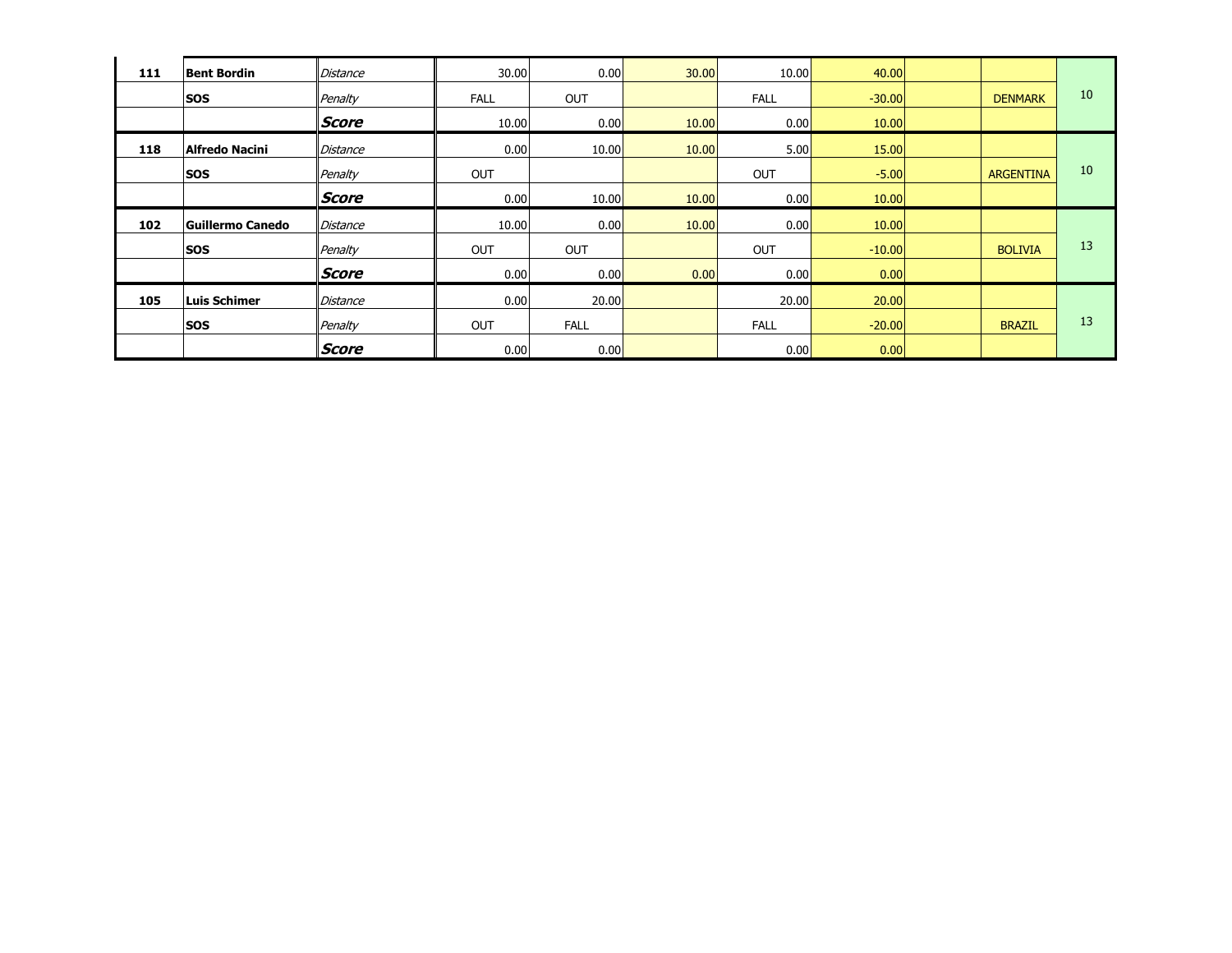| | | | | | | | | | | |
|---|---|---|---|---|---|---|---|---|---|---|
| 111 | **Bent Bordin** | *Distance* | 30.00 | 0.00 | 30.00 | 10.00 | 40.00 | | | 10 |
| | **SOS** | *Penalty* | FALL | OUT | | FALL | -30.00 | | DENMARK | |
| | | ***Score*** | 10.00 | 0.00 | 10.00 | 0.00 | 10.00 | | | |
| 118 | **Alfredo Nacini** | *Distance* | 0.00 | 10.00 | 10.00 | 5.00 | 15.00 | | | 10 |
| | **SOS** | *Penalty* | OUT | | | OUT | -5.00 | | ARGENTINA | |
| | | ***Score*** | 0.00 | 10.00 | 10.00 | 0.00 | 10.00 | | | |
| 102 | **Guillermo Canedo** | *Distance* | 10.00 | 0.00 | 10.00 | 0.00 | 10.00 | | | 13 |
| | **SOS** | *Penalty* | OUT | OUT | | OUT | -10.00 | | BOLIVIA | |
| | | ***Score*** | 0.00 | 0.00 | 0.00 | 0.00 | 0.00 | | | |
| 105 | **Luis Schimer** | *Distance* | 0.00 | 20.00 | | 20.00 | 20.00 | | | 13 |
| | **SOS** | *Penalty* | OUT | FALL | | FALL | -20.00 | | BRAZIL | |
| | | ***Score*** | 0.00 | 0.00 | | 0.00 | 0.00 | | | |